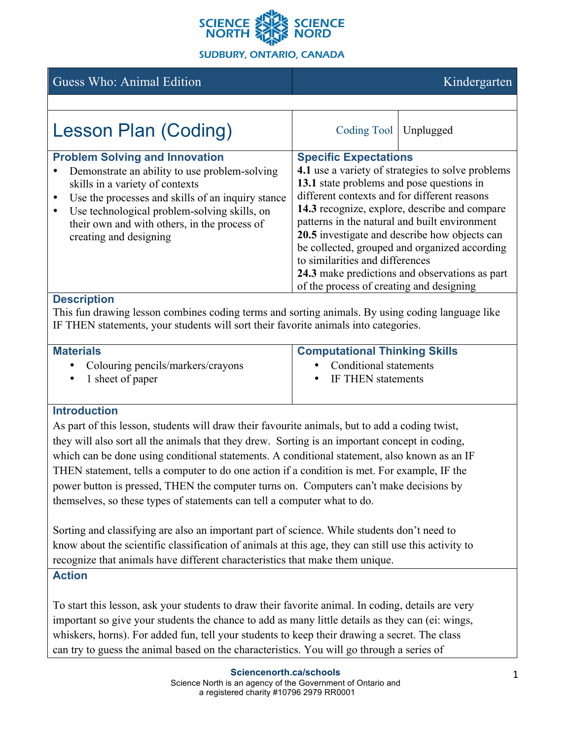# Guess Who: Animal Edition

Kindergarten

## Lesson Plan (Coding)

| Coding Tool | Unplugged |
| --- | --- |

### Problem Solving and Innovation

- Demonstrate an ability to use problem-solving skills in a variety of contexts
- Use the processes and skills of an inquiry stance
- Use technological problem-solving skills, on their own and with others, in the process of creating and designing

### Specific Expectations

**4.1** use a variety of strategies to solve problems
**13.1** state problems and pose questions in different contexts and for different reasons
**14.3** recognize, explore, describe and compare patterns in the natural and built environment
**20.5** investigate and describe how objects can be collected, grouped and organized according to similarities and differences
**24.3** make predictions and observations as part of the process of creating and designing

### Description

This fun drawing lesson combines coding terms and sorting animals. By using coding language like IF THEN statements, your students will sort their favorite animals into categories.

### Materials

- Colouring pencils/markers/crayons
- 1 sheet of paper

### Computational Thinking Skills

- Conditional statements
- IF THEN statements

### Introduction

As part of this lesson, students will draw their favourite animals, but to add a coding twist, they will also sort all the animals that they drew. Sorting is an important concept in coding, which can be done using conditional statements. A conditional statement, also known as an IF THEN statement, tells a computer to do one action if a condition is met. For example, IF the power button is pressed, THEN the computer turns on. Computers can't make decisions by themselves, so these types of statements can tell a computer what to do.

Sorting and classifying are also an important part of science. While students don't need to know about the scientific classification of animals at this age, they can still use this activity to recognize that animals have different characteristics that make them unique.

### Action

To start this lesson, ask your students to draw their favorite animal. In coding, details are very important so give your students the chance to add as many little details as they can (ei: wings, whiskers, horns). For added fun, tell your students to keep their drawing a secret. The class can try to guess the animal based on the characteristics. You will go through a series of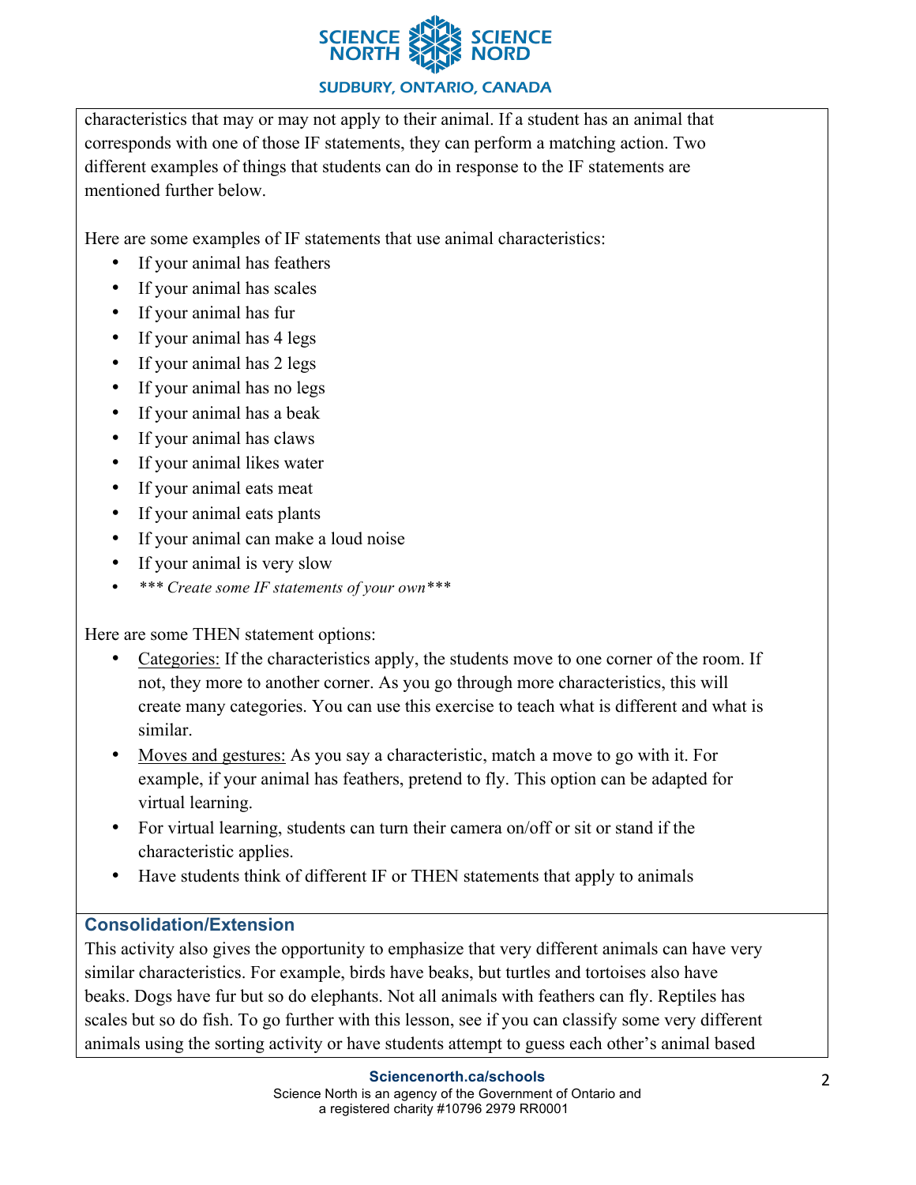characteristics that may or may not apply to their animal. If a student has an animal that corresponds with one of those IF statements, they can perform a matching action. Two different examples of things that students can do in response to the IF statements are mentioned further below.

Here are some examples of IF statements that use animal characteristics:

- If your animal has feathers
- If your animal has scales
- If your animal has fur
- If your animal has 4 legs
- If your animal has 2 legs
- If your animal has no legs
- If your animal has a beak
- If your animal has claws
- If your animal likes water
- If your animal eats meat
- If your animal eats plants
- If your animal can make a loud noise
- If your animal is very slow
- *\*\*\* Create some IF statements of your own\*\*\**

Here are some THEN statement options:

- Categories: If the characteristics apply, the students move to one corner of the room. If not, they more to another corner. As you go through more characteristics, this will create many categories. You can use this exercise to teach what is different and what is similar.
- Moves and gestures: As you say a characteristic, match a move to go with it. For example, if your animal has feathers, pretend to fly. This option can be adapted for virtual learning.
- For virtual learning, students can turn their camera on/off or sit or stand if the characteristic applies.
- Have students think of different IF or THEN statements that apply to animals

### Consolidation/Extension

This activity also gives the opportunity to emphasize that very different animals can have very similar characteristics. For example, birds have beaks, but turtles and tortoises also have beaks. Dogs have fur but so do elephants. Not all animals with feathers can fly. Reptiles has scales but so do fish. To go further with this lesson, see if you can classify some very different animals using the sorting activity or have students attempt to guess each other's animal based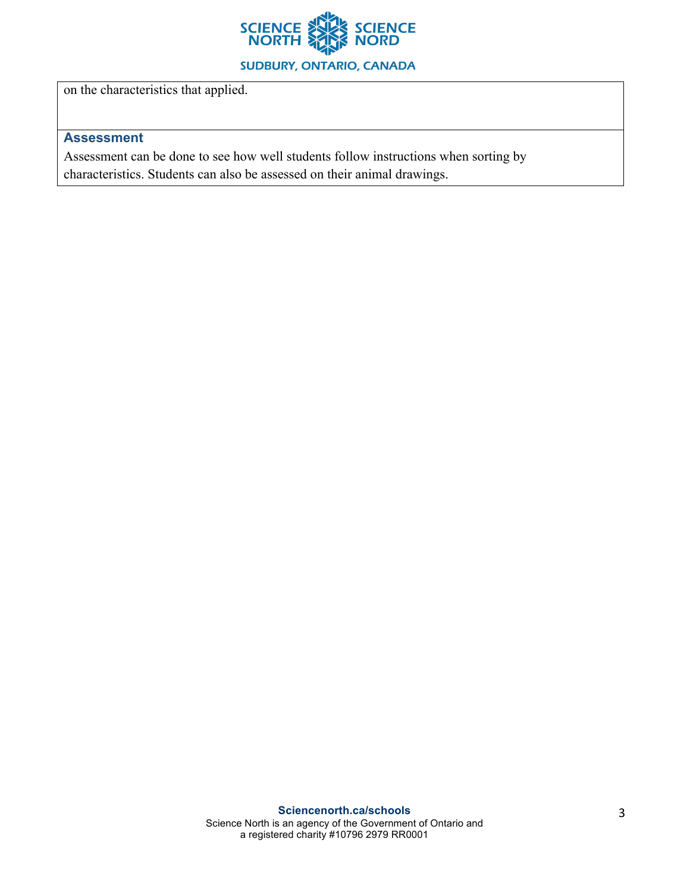on the characteristics that applied.

### Assessment

Assessment can be done to see how well students follow instructions when sorting by characteristics. Students can also be assessed on their animal drawings.